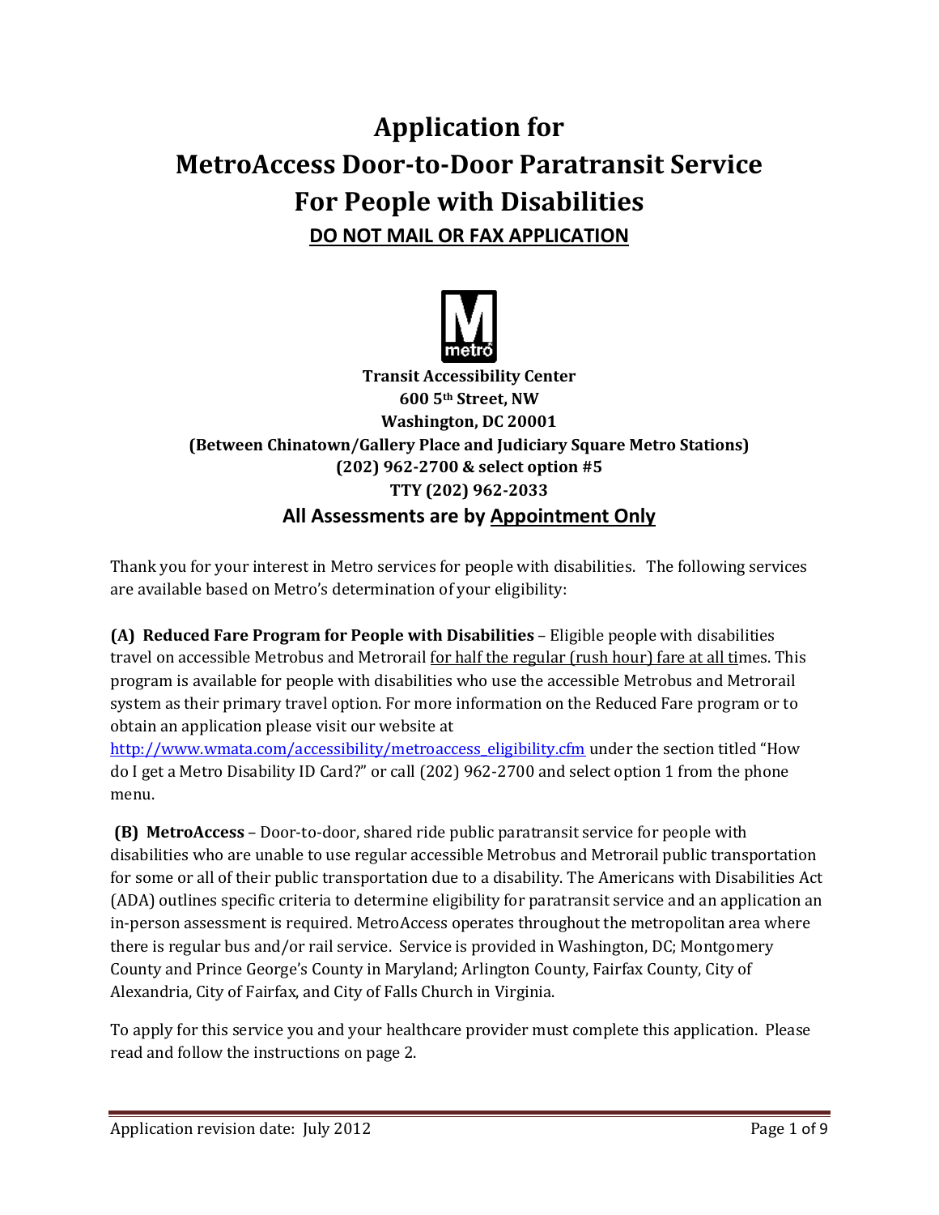# Application for MetroAccess Door-to-Door Paratransit Service For People with Disabilities

**DO NOT MAIL OR FAX APPLICATION**

**Transit Accessibility Center**
**600 5th Street, NW**
**Washington, DC 20001**
**(Between Chinatown/Gallery Place and Judiciary Square Metro Stations)**
**(202) 962-2700 & select option #5**
**TTY (202) 962-2033**

**All Assessments are by Appointment Only**

Thank you for your interest in Metro services for people with disabilities. The following services are available based on Metro's determination of your eligibility:

**(A) Reduced Fare Program for People with Disabilities** – Eligible people with disabilities travel on accessible Metrobus and Metrorail for half the regular (rush hour) fare at all times. This program is available for people with disabilities who use the accessible Metrobus and Metrorail system as their primary travel option. For more information on the Reduced Fare program or to obtain an application please visit our website at http://www.wmata.com/accessibility/metroaccess_eligibility.cfm under the section titled "How do I get a Metro Disability ID Card?" or call (202) 962-2700 and select option 1 from the phone menu.

**(B) MetroAccess** – Door-to-door, shared ride public paratransit service for people with disabilities who are unable to use regular accessible Metrobus and Metrorail public transportation for some or all of their public transportation due to a disability. The Americans with Disabilities Act (ADA) outlines specific criteria to determine eligibility for paratransit service and an application an in-person assessment is required. MetroAccess operates throughout the metropolitan area where there is regular bus and/or rail service. Service is provided in Washington, DC; Montgomery County and Prince George's County in Maryland; Arlington County, Fairfax County, City of Alexandria, City of Fairfax, and City of Falls Church in Virginia.

To apply for this service you and your healthcare provider must complete this application. Please read and follow the instructions on page 2.

Application revision date: July 2012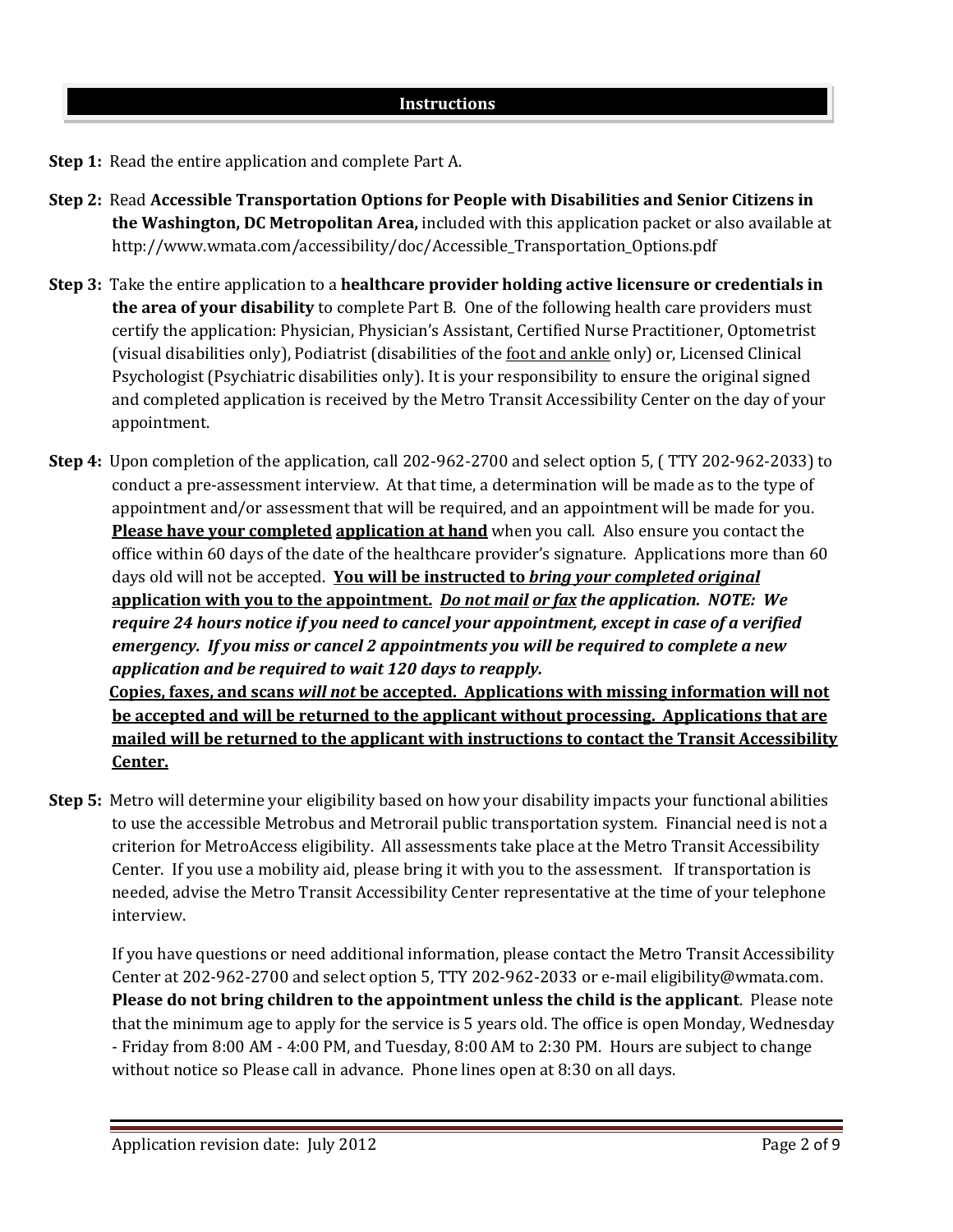## Instructions

**Step 1:** Read the entire application and complete Part A.

**Step 2:** Read **Accessible Transportation Options for People with Disabilities and Senior Citizens in the Washington, DC Metropolitan Area,** included with this application packet or also available at http://www.wmata.com/accessibility/doc/Accessible_Transportation_Options.pdf

**Step 3:** Take the entire application to a **healthcare provider holding active licensure or credentials in the area of your disability** to complete Part B. One of the following health care providers must certify the application: Physician, Physician's Assistant, Certified Nurse Practitioner, Optometrist (visual disabilities only), Podiatrist (disabilities of the <u>foot and ankle</u> only) or, Licensed Clinical Psychologist (Psychiatric disabilities only). It is your responsibility to ensure the original signed and completed application is received by the Metro Transit Accessibility Center on the day of your appointment.

**Step 4:** Upon completion of the application, call 202-962-2700 and select option 5, ( TTY 202-962-2033) to conduct a pre-assessment interview. At that time, a determination will be made as to the type of appointment and/or assessment that will be required, and an appointment will be made for you. <u>**Please have your completed**</u> <u>**application at hand**</u> when you call. Also ensure you contact the office within 60 days of the date of the healthcare provider's signature. Applications more than 60 days old will not be accepted. <u>**You will be instructed to *bring your completed original* application with you to the appointment.**</u> ***<u>Do not mail</u> <u>or fax</u> the application. NOTE: We require 24 hours notice if you need to cancel your appointment, except in case of a verified emergency. If you miss or cancel 2 appointments you will be required to complete a new application and be required to wait 120 days to reapply.***
<u>**Copies, faxes, and scans *will not* be accepted. Applications with missing information will not be accepted and will be returned to the applicant without processing. Applications that are mailed will be returned to the applicant with instructions to contact the Transit Accessibility Center.**</u>

**Step 5:** Metro will determine your eligibility based on how your disability impacts your functional abilities to use the accessible Metrobus and Metrorail public transportation system. Financial need is not a criterion for MetroAccess eligibility. All assessments take place at the Metro Transit Accessibility Center. If you use a mobility aid, please bring it with you to the assessment. If transportation is needed, advise the Metro Transit Accessibility Center representative at the time of your telephone interview.

If you have questions or need additional information, please contact the Metro Transit Accessibility Center at 202-962-2700 and select option 5, TTY 202-962-2033 or e-mail eligibility@wmata.com. **Please do not bring children to the appointment unless the child is the applicant**. Please note that the minimum age to apply for the service is 5 years old. The office is open Monday, Wednesday - Friday from 8:00 AM - 4:00 PM, and Tuesday, 8:00 AM to 2:30 PM. Hours are subject to change without notice so Please call in advance. Phone lines open at 8:30 on all days.

Application revision date: July 2012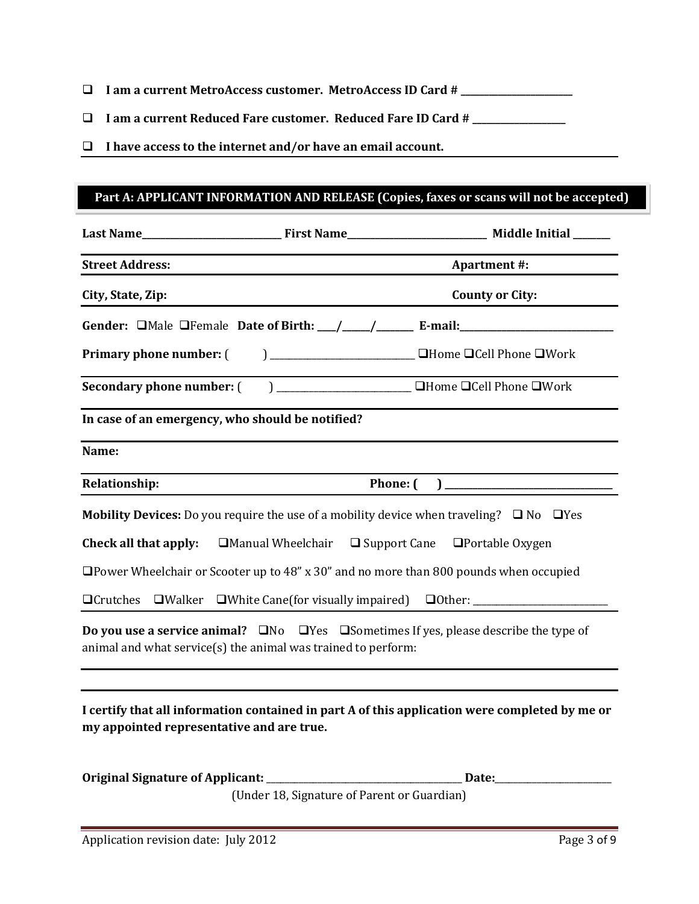- ☐ **I am a current MetroAccess customer. MetroAccess ID Card # ______________________**
- ☐ **I am a current Reduced Fare customer. Reduced Fare ID Card # __________________**
- ☐ **I have access to the internet and/or have an email account.**

## Part A: APPLICANT INFORMATION AND RELEASE (Copies, faxes or scans will not be accepted)

**Last Name____________________________ First Name___________________________ Middle Initial _______**

**Street Address:** **Apartment #:**

**City, State, Zip:** **County or City:**

**Gender:** ☐Male ☐Female **Date of Birth: ___/_____/_______ E-mail:______________________________**

**Primary phone number:** (     ) ____________________________ ☐Home ☐Cell Phone ☐Work

**Secondary phone number:** (     ) __________________________ ☐Home ☐Cell Phone ☐Work

**In case of an emergency, who should be notified?**

**Name:**

**Relationship:** **Phone: (     ) _________________________________**

**Mobility Devices:** Do you require the use of a mobility device when traveling? ☐ No ☐Yes

**Check all that apply:** ☐Manual Wheelchair ☐ Support Cane ☐Portable Oxygen

☐Power Wheelchair or Scooter up to 48" x 30" and no more than 800 pounds when occupied

☐Crutches ☐Walker ☐White Cane(for visually impaired) ☐Other: ___________________________

**Do you use a service animal?** ☐No ☐Yes ☐Sometimes If yes, please describe the type of animal and what service(s) the animal was trained to perform:

**I certify that all information contained in part A of this application were completed by me or my appointed representative and are true.**

**Original Signature of Applicant:** _______________________________________ **Date:**________________________

(Under 18, Signature of Parent or Guardian)

Application revision date: July 2012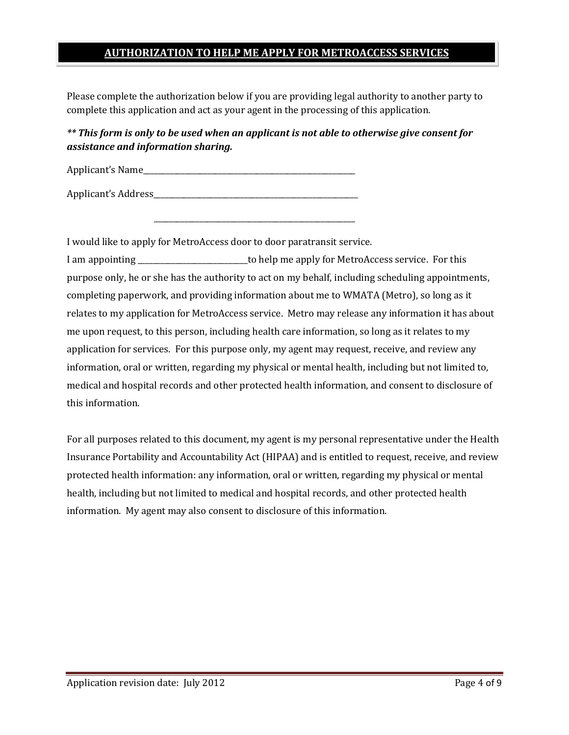## AUTHORIZATION TO HELP ME APPLY FOR METROACCESS SERVICES

Please complete the authorization below if you are providing legal authority to another party to complete this application and act as your agent in the processing of this application.

***\*\* This form is only to be used when an applicant is not able to otherwise give consent for assistance and information sharing.***

Applicant's Name______________________________________________________

Applicant's Address____________________________________________________

_______________________________________________________

I would like to apply for MetroAccess door to door paratransit service.

I am appointing ___________________________to help me apply for MetroAccess service. For this purpose only, he or she has the authority to act on my behalf, including scheduling appointments, completing paperwork, and providing information about me to WMATA (Metro), so long as it relates to my application for MetroAccess service. Metro may release any information it has about me upon request, to this person, including health care information, so long as it relates to my application for services. For this purpose only, my agent may request, receive, and review any information, oral or written, regarding my physical or mental health, including but not limited to, medical and hospital records and other protected health information, and consent to disclosure of this information.

For all purposes related to this document, my agent is my personal representative under the Health Insurance Portability and Accountability Act (HIPAA) and is entitled to request, receive, and review protected health information: any information, oral or written, regarding my physical or mental health, including but not limited to medical and hospital records, and other protected health information. My agent may also consent to disclosure of this information.

Application revision date: July 2012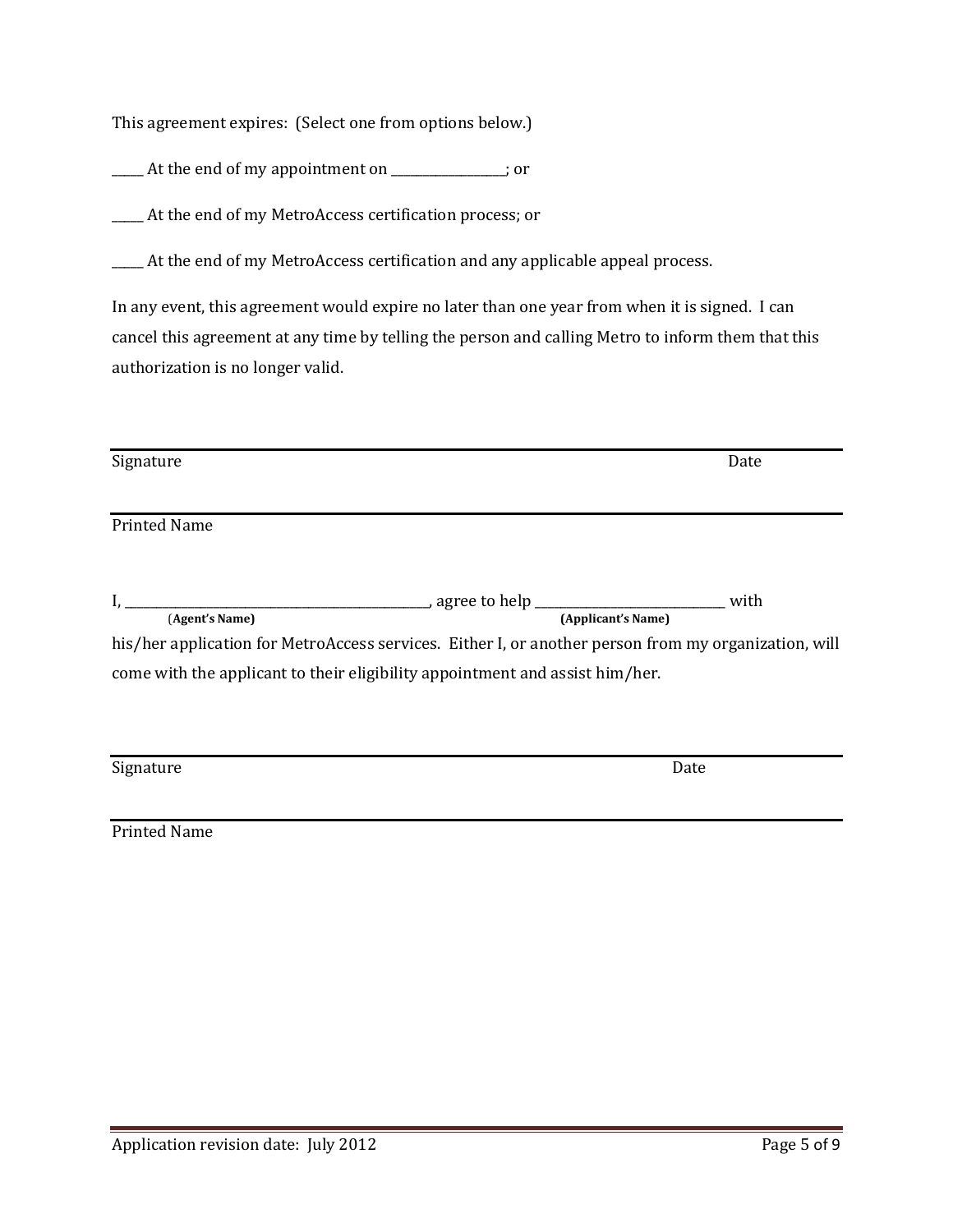This agreement expires: (Select one from options below.)

_____ At the end of my appointment on ________________; or

_____ At the end of my MetroAccess certification process; or

_____ At the end of my MetroAccess certification and any applicable appeal process.

In any event, this agreement would expire no later than one year from when it is signed. I can cancel this agreement at any time by telling the person and calling Metro to inform them that this authorization is no longer valid.

______________________________________________________________________________

Signature                                                                                                                    Date

______________________________________________________________________________

Printed Name

I, ________________________________________, agree to help ___________________________ with
(**Agent's Name**)                                                                  **(Applicant's Name)**

his/her application for MetroAccess services. Either I, or another person from my organization, will come with the applicant to their eligibility appointment and assist him/her.

______________________________________________________________________________

Signature                                                                                                   Date

______________________________________________________________________________

Printed Name

Application revision date: July 2012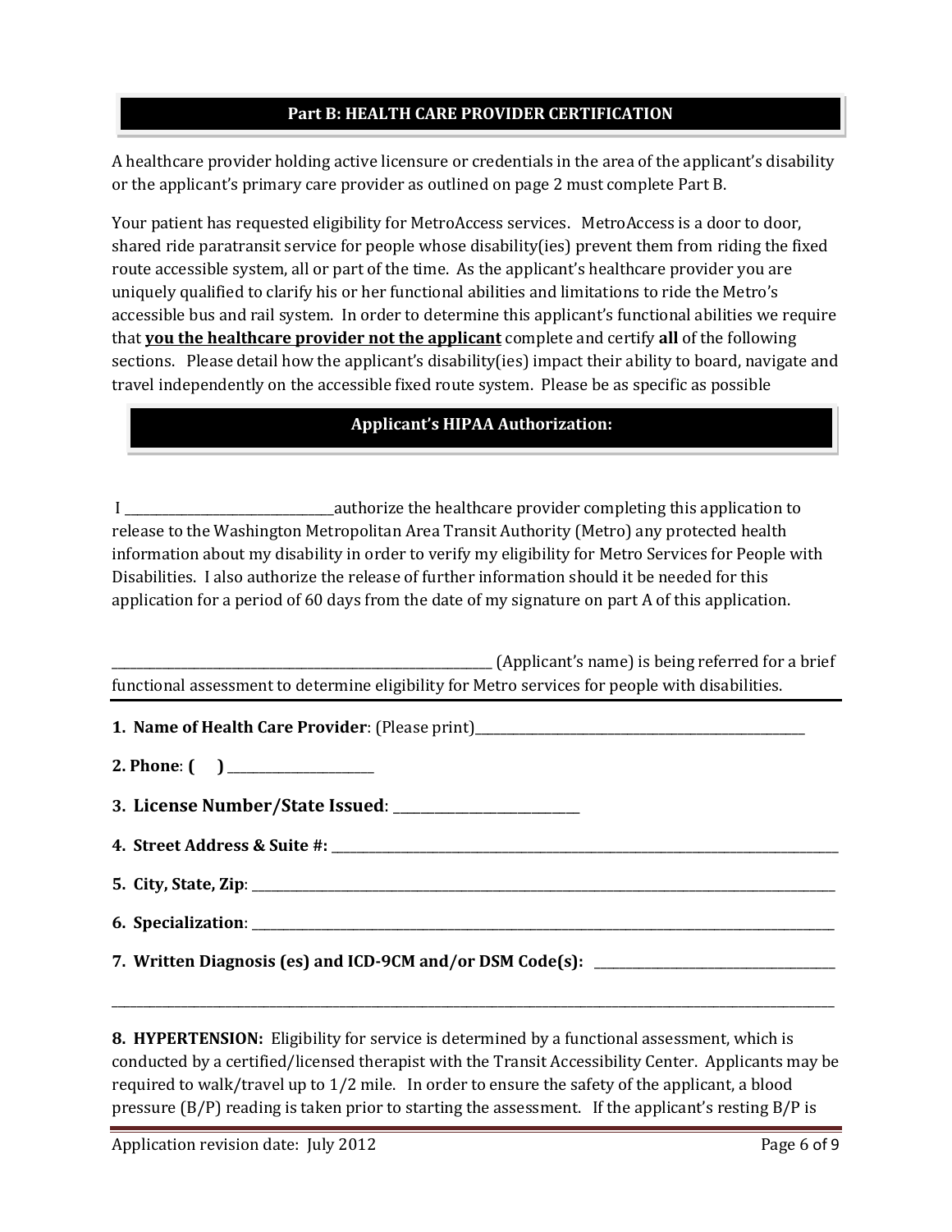## Part B: HEALTH CARE PROVIDER CERTIFICATION

A healthcare provider holding active licensure or credentials in the area of the applicant's disability or the applicant's primary care provider as outlined on page 2 must complete Part B.

Your patient has requested eligibility for MetroAccess services. MetroAccess is a door to door, shared ride paratransit service for people whose disability(ies) prevent them from riding the fixed route accessible system, all or part of the time. As the applicant's healthcare provider you are uniquely qualified to clarify his or her functional abilities and limitations to ride the Metro's accessible bus and rail system. In order to determine this applicant's functional abilities we require that **<u>you the healthcare provider not the applicant</u>** complete and certify **all** of the following sections. Please detail how the applicant's disability(ies) impact their ability to board, navigate and travel independently on the accessible fixed route system. Please be as specific as possible

## Applicant's HIPAA Authorization:

I ______________________________ authorize the healthcare provider completing this application to release to the Washington Metropolitan Area Transit Authority (Metro) any protected health information about my disability in order to verify my eligibility for Metro Services for People with Disabilities. I also authorize the release of further information should it be needed for this application for a period of 60 days from the date of my signature on part A of this application.

____________________________________________________________ (Applicant's name) is being referred for a brief functional assessment to determine eligibility for Metro services for people with disabilities.

---

**1. Name of Health Care Provider**: (Please print)____________________________________________________

**2. Phone**: **( )** ______________________

**3. License Number/State Issued**: ___________________________

**4. Street Address & Suite #:** ____________________________________________________________________________

**5. City, State, Zip**: ________________________________________________________________________________________

**6. Specialization**: __________________________________________________________________________________________

**7. Written Diagnosis (es) and ICD-9CM and/or DSM Code(s):** ____________________________________

________________________________________________________________________________________________________________

**8. HYPERTENSION:** Eligibility for service is determined by a functional assessment, which is conducted by a certified/licensed therapist with the Transit Accessibility Center. Applicants may be required to walk/travel up to 1/2 mile. In order to ensure the safety of the applicant, a blood pressure (B/P) reading is taken prior to starting the assessment. If the applicant's resting B/P is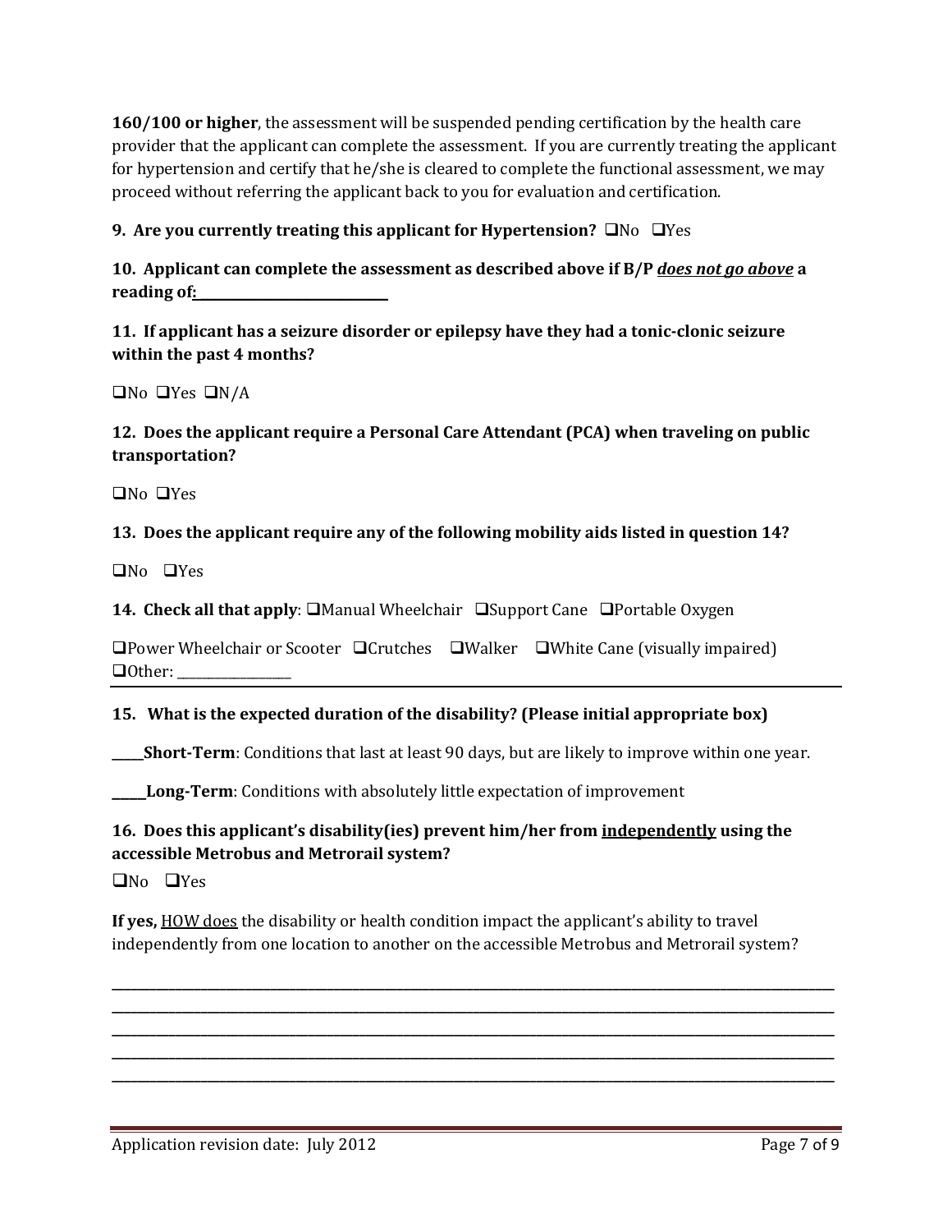**160/100 or higher**, the assessment will be suspended pending certification by the health care provider that the applicant can complete the assessment. If you are currently treating the applicant for hypertension and certify that he/she is cleared to complete the functional assessment, we may proceed without referring the applicant back to you for evaluation and certification.

**9. Are you currently treating this applicant for Hypertension?** ❑No ❑Yes

**10. Applicant can complete the assessment as described above if B/P *does not go above* a reading of:**\_\_\_\_\_\_\_\_\_\_\_\_\_\_\_\_\_\_\_\_\_\_\_\_\_\_\_\_

**11. If applicant has a seizure disorder or epilepsy have they had a tonic-clonic seizure within the past 4 months?**

❑No ❑Yes ❑N/A

**12. Does the applicant require a Personal Care Attendant (PCA) when traveling on public transportation?**

❑No ❑Yes

**13. Does the applicant require any of the following mobility aids listed in question 14?**

❑No ❑Yes

**14. Check all that apply**: ❑Manual Wheelchair ❑Support Cane ❑Portable Oxygen

❑Power Wheelchair or Scooter ❑Crutches ❑Walker ❑White Cane (visually impaired)
❑Other: \_\_\_\_\_\_\_\_\_\_\_\_\_\_\_\_\_\_

---

**15. What is the expected duration of the disability? (Please initial appropriate box)**

\_\_\_\_\_**Short-Term**: Conditions that last at least 90 days, but are likely to improve within one year.

\_\_\_\_\_**Long-Term**: Conditions with absolutely little expectation of improvement

**16. Does this applicant's disability(ies) prevent him/her from independently using the accessible Metrobus and Metrorail system?**

❑No ❑Yes

**If yes,** HOW does the disability or health condition impact the applicant's ability to travel independently from one location to another on the accessible Metrobus and Metrorail system?

\_\_\_\_\_\_\_\_\_\_\_\_\_\_\_\_\_\_\_\_\_\_\_\_\_\_\_\_\_\_\_\_\_\_\_\_\_\_\_\_\_\_\_\_\_\_\_\_\_\_\_\_\_\_\_\_\_\_\_\_\_\_\_\_\_\_\_\_\_\_\_\_\_\_\_\_\_\_\_\_\_\_\_\_\_\_

\_\_\_\_\_\_\_\_\_\_\_\_\_\_\_\_\_\_\_\_\_\_\_\_\_\_\_\_\_\_\_\_\_\_\_\_\_\_\_\_\_\_\_\_\_\_\_\_\_\_\_\_\_\_\_\_\_\_\_\_\_\_\_\_\_\_\_\_\_\_\_\_\_\_\_\_\_\_\_\_\_\_\_\_\_\_

\_\_\_\_\_\_\_\_\_\_\_\_\_\_\_\_\_\_\_\_\_\_\_\_\_\_\_\_\_\_\_\_\_\_\_\_\_\_\_\_\_\_\_\_\_\_\_\_\_\_\_\_\_\_\_\_\_\_\_\_\_\_\_\_\_\_\_\_\_\_\_\_\_\_\_\_\_\_\_\_\_\_\_\_\_\_

\_\_\_\_\_\_\_\_\_\_\_\_\_\_\_\_\_\_\_\_\_\_\_\_\_\_\_\_\_\_\_\_\_\_\_\_\_\_\_\_\_\_\_\_\_\_\_\_\_\_\_\_\_\_\_\_\_\_\_\_\_\_\_\_\_\_\_\_\_\_\_\_\_\_\_\_\_\_\_\_\_\_\_\_\_\_

\_\_\_\_\_\_\_\_\_\_\_\_\_\_\_\_\_\_\_\_\_\_\_\_\_\_\_\_\_\_\_\_\_\_\_\_\_\_\_\_\_\_\_\_\_\_\_\_\_\_\_\_\_\_\_\_\_\_\_\_\_\_\_\_\_\_\_\_\_\_\_\_\_\_\_\_\_\_\_\_\_\_\_\_\_\_

Application revision date: July 2012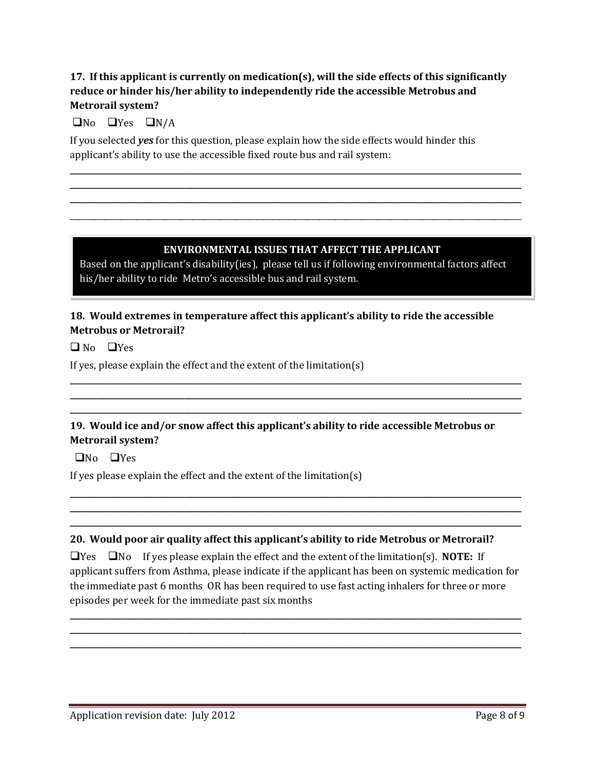**17. If this applicant is currently on medication(s), will the side effects of this significantly reduce or hinder his/her ability to independently ride the accessible Metrobus and Metrorail system?**

❑No ❑Yes ❑N/A

If you selected ***yes*** for this question, please explain how the side effects would hinder this applicant's ability to use the accessible fixed route bus and rail system:

\_\_\_\_\_\_\_\_\_\_\_\_\_\_\_\_\_\_\_\_\_\_\_\_\_\_\_\_\_\_\_\_\_\_\_\_\_\_\_\_\_\_\_\_\_\_\_\_\_\_\_\_\_\_\_\_\_\_\_\_\_\_\_\_\_\_\_\_\_\_\_\_\_\_\_\_
\_\_\_\_\_\_\_\_\_\_\_\_\_\_\_\_\_\_\_\_\_\_\_\_\_\_\_\_\_\_\_\_\_\_\_\_\_\_\_\_\_\_\_\_\_\_\_\_\_\_\_\_\_\_\_\_\_\_\_\_\_\_\_\_\_\_\_\_\_\_\_\_\_\_\_\_
\_\_\_\_\_\_\_\_\_\_\_\_\_\_\_\_\_\_\_\_\_\_\_\_\_\_\_\_\_\_\_\_\_\_\_\_\_\_\_\_\_\_\_\_\_\_\_\_\_\_\_\_\_\_\_\_\_\_\_\_\_\_\_\_\_\_\_\_\_\_\_\_\_\_\_\_
\_\_\_\_\_\_\_\_\_\_\_\_\_\_\_\_\_\_\_\_\_\_\_\_\_\_\_\_\_\_\_\_\_\_\_\_\_\_\_\_\_\_\_\_\_\_\_\_\_\_\_\_\_\_\_\_\_\_\_\_\_\_\_\_\_\_\_\_\_\_\_\_\_\_\_\_

## ENVIRONMENTAL ISSUES THAT AFFECT THE APPLICANT

Based on the applicant's disability(ies), please tell us if following environmental factors affect his/her ability to ride Metro's accessible bus and rail system.

**18. Would extremes in temperature affect this applicant's ability to ride the accessible Metrobus or Metrorail?**

❑ No ❑Yes

If yes, please explain the effect and the extent of the limitation(s)

\_\_\_\_\_\_\_\_\_\_\_\_\_\_\_\_\_\_\_\_\_\_\_\_\_\_\_\_\_\_\_\_\_\_\_\_\_\_\_\_\_\_\_\_\_\_\_\_\_\_\_\_\_\_\_\_\_\_\_\_\_\_\_\_\_\_\_\_\_\_\_\_\_\_\_\_
\_\_\_\_\_\_\_\_\_\_\_\_\_\_\_\_\_\_\_\_\_\_\_\_\_\_\_\_\_\_\_\_\_\_\_\_\_\_\_\_\_\_\_\_\_\_\_\_\_\_\_\_\_\_\_\_\_\_\_\_\_\_\_\_\_\_\_\_\_\_\_\_\_\_\_\_
\_\_\_\_\_\_\_\_\_\_\_\_\_\_\_\_\_\_\_\_\_\_\_\_\_\_\_\_\_\_\_\_\_\_\_\_\_\_\_\_\_\_\_\_\_\_\_\_\_\_\_\_\_\_\_\_\_\_\_\_\_\_\_\_\_\_\_\_\_\_\_\_\_\_\_\_

**19. Would ice and/or snow affect this applicant's ability to ride accessible Metrobus or Metrorail system?**

❑No ❑Yes

If yes please explain the effect and the extent of the limitation(s)

\_\_\_\_\_\_\_\_\_\_\_\_\_\_\_\_\_\_\_\_\_\_\_\_\_\_\_\_\_\_\_\_\_\_\_\_\_\_\_\_\_\_\_\_\_\_\_\_\_\_\_\_\_\_\_\_\_\_\_\_\_\_\_\_\_\_\_\_\_\_\_\_\_\_\_\_
\_\_\_\_\_\_\_\_\_\_\_\_\_\_\_\_\_\_\_\_\_\_\_\_\_\_\_\_\_\_\_\_\_\_\_\_\_\_\_\_\_\_\_\_\_\_\_\_\_\_\_\_\_\_\_\_\_\_\_\_\_\_\_\_\_\_\_\_\_\_\_\_\_\_\_\_
\_\_\_\_\_\_\_\_\_\_\_\_\_\_\_\_\_\_\_\_\_\_\_\_\_\_\_\_\_\_\_\_\_\_\_\_\_\_\_\_\_\_\_\_\_\_\_\_\_\_\_\_\_\_\_\_\_\_\_\_\_\_\_\_\_\_\_\_\_\_\_\_\_\_\_\_

**20. Would poor air quality affect this applicant's ability to ride Metrobus or Metrorail?**

❑Yes ❑No If yes please explain the effect and the extent of the limitation(s). **NOTE:** If applicant suffers from Asthma, please indicate if the applicant has been on systemic medication for the immediate past 6 months OR has been required to use fast acting inhalers for three or more episodes per week for the immediate past six months

\_\_\_\_\_\_\_\_\_\_\_\_\_\_\_\_\_\_\_\_\_\_\_\_\_\_\_\_\_\_\_\_\_\_\_\_\_\_\_\_\_\_\_\_\_\_\_\_\_\_\_\_\_\_\_\_\_\_\_\_\_\_\_\_\_\_\_\_\_\_\_\_\_\_\_\_
\_\_\_\_\_\_\_\_\_\_\_\_\_\_\_\_\_\_\_\_\_\_\_\_\_\_\_\_\_\_\_\_\_\_\_\_\_\_\_\_\_\_\_\_\_\_\_\_\_\_\_\_\_\_\_\_\_\_\_\_\_\_\_\_\_\_\_\_\_\_\_\_\_\_\_\_
\_\_\_\_\_\_\_\_\_\_\_\_\_\_\_\_\_\_\_\_\_\_\_\_\_\_\_\_\_\_\_\_\_\_\_\_\_\_\_\_\_\_\_\_\_\_\_\_\_\_\_\_\_\_\_\_\_\_\_\_\_\_\_\_\_\_\_\_\_\_\_\_\_\_\_\_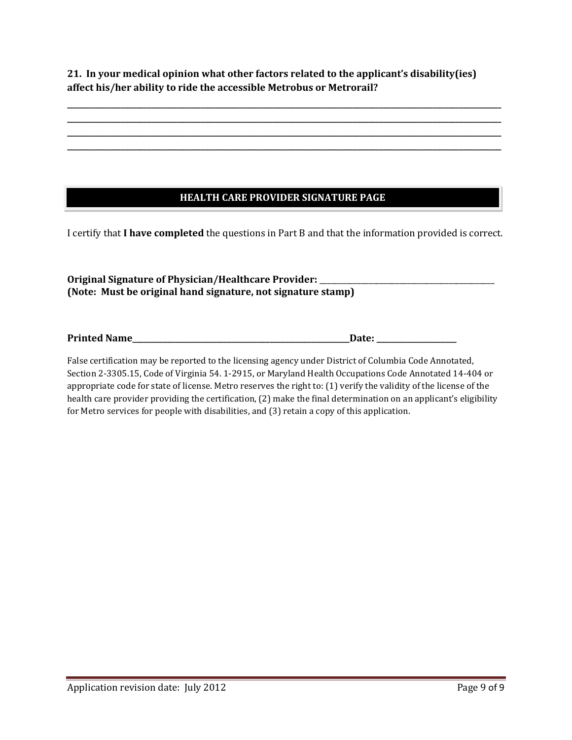**21. In your medical opinion what other factors related to the applicant's disability(ies) affect his/her ability to ride the accessible Metrobus or Metrorail?**

\_\_\_\_\_\_\_\_\_\_\_\_\_\_\_\_\_\_\_\_\_\_\_\_\_\_\_\_\_\_\_\_\_\_\_\_\_\_\_\_\_\_\_\_\_\_\_\_\_\_\_\_\_\_\_\_\_\_\_\_\_\_\_\_\_\_\_\_\_\_\_\_\_\_\_\_\_\_
\_\_\_\_\_\_\_\_\_\_\_\_\_\_\_\_\_\_\_\_\_\_\_\_\_\_\_\_\_\_\_\_\_\_\_\_\_\_\_\_\_\_\_\_\_\_\_\_\_\_\_\_\_\_\_\_\_\_\_\_\_\_\_\_\_\_\_\_\_\_\_\_\_\_\_\_\_\_
\_\_\_\_\_\_\_\_\_\_\_\_\_\_\_\_\_\_\_\_\_\_\_\_\_\_\_\_\_\_\_\_\_\_\_\_\_\_\_\_\_\_\_\_\_\_\_\_\_\_\_\_\_\_\_\_\_\_\_\_\_\_\_\_\_\_\_\_\_\_\_\_\_\_\_\_\_\_
\_\_\_\_\_\_\_\_\_\_\_\_\_\_\_\_\_\_\_\_\_\_\_\_\_\_\_\_\_\_\_\_\_\_\_\_\_\_\_\_\_\_\_\_\_\_\_\_\_\_\_\_\_\_\_\_\_\_\_\_\_\_\_\_\_\_\_\_\_\_\_\_\_\_\_\_\_\_

## HEALTH CARE PROVIDER SIGNATURE PAGE

I certify that **I have completed** the questions in Part B and that the information provided is correct.

**Original Signature of Physician/Healthcare Provider:** \_\_\_\_\_\_\_\_\_\_\_\_\_\_\_\_\_\_\_\_\_\_\_\_\_\_\_\_\_\_
**(Note: Must be original hand signature, not signature stamp)**

**Printed Name**\_\_\_\_\_\_\_\_\_\_\_\_\_\_\_\_\_\_\_\_\_\_\_\_\_\_\_\_\_\_\_\_\_\_\_\_**Date:** \_\_\_\_\_\_\_\_\_\_\_\_

False certification may be reported to the licensing agency under District of Columbia Code Annotated, Section 2-3305.15, Code of Virginia 54. 1-2915, or Maryland Health Occupations Code Annotated 14-404 or appropriate code for state of license. Metro reserves the right to: (1) verify the validity of the license of the health care provider providing the certification, (2) make the final determination on an applicant's eligibility for Metro services for people with disabilities, and (3) retain a copy of this application.

Application revision date: July 2012